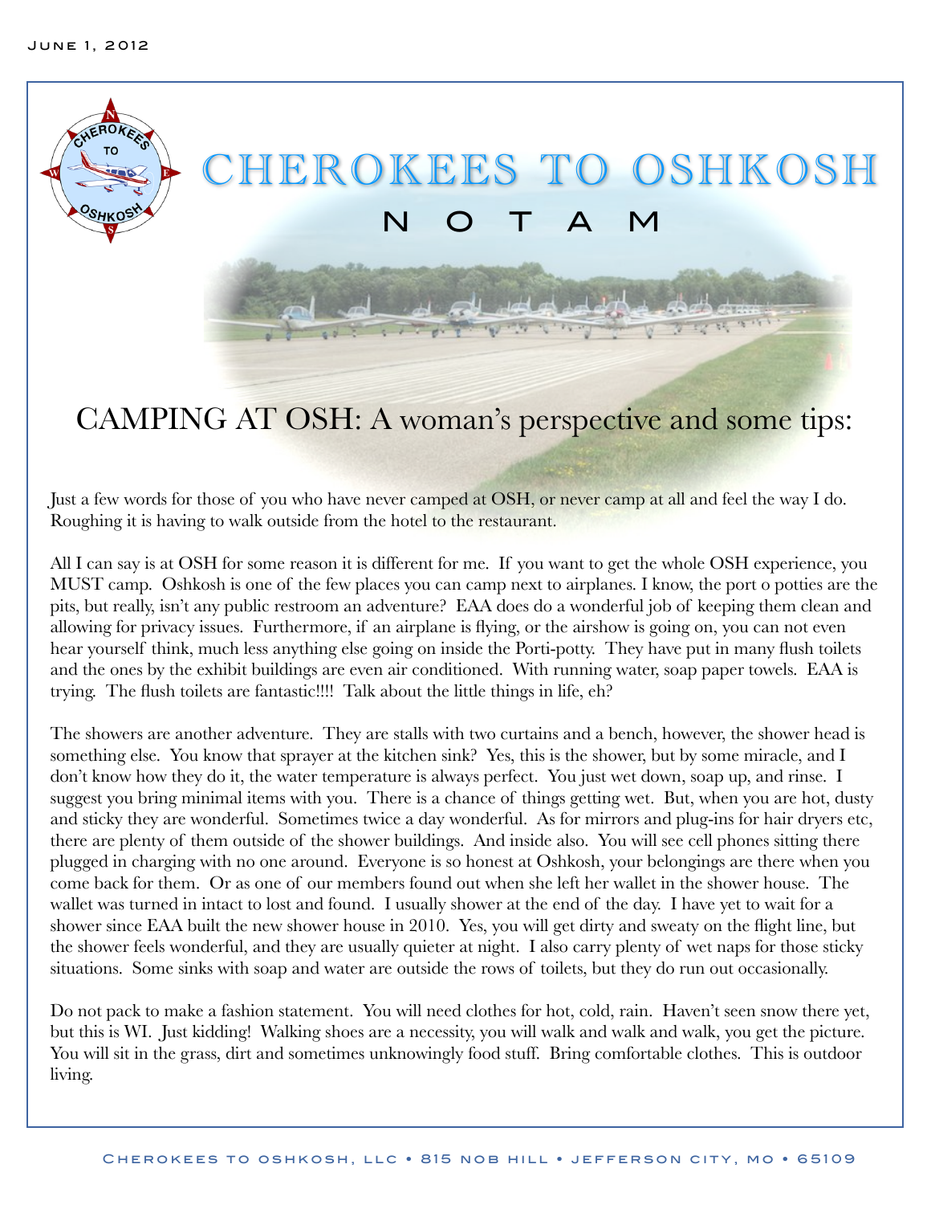# CHEROKEES TO OSHKOSH

## NOTAM

## CAMPING AT OSH: A woman's perspective and some tips:

Just a few words for those of you who have never camped at OSH, or never camp at all and feel the way I do. Roughing it is having to walk outside from the hotel to the restaurant.

All I can say is at OSH for some reason it is different for me. If you want to get the whole OSH experience, you MUST camp. Oshkosh is one of the few places you can camp next to airplanes. I know, the port o potties are the pits, but really, isn't any public restroom an adventure? EAA does do a wonderful job of keeping them clean and allowing for privacy issues. Furthermore, if an airplane is flying, or the airshow is going on, you can not even hear yourself think, much less anything else going on inside the Porti-potty. They have put in many flush toilets and the ones by the exhibit buildings are even air conditioned. With running water, soap paper towels. EAA is trying. The flush toilets are fantastic!!!! Talk about the little things in life, eh?

The showers are another adventure. They are stalls with two curtains and a bench, however, the shower head is something else. You know that sprayer at the kitchen sink? Yes, this is the shower, but by some miracle, and I don't know how they do it, the water temperature is always perfect. You just wet down, soap up, and rinse. I suggest you bring minimal items with you. There is a chance of things getting wet. But, when you are hot, dusty and sticky they are wonderful. Sometimes twice a day wonderful. As for mirrors and plug-ins for hair dryers etc, there are plenty of them outside of the shower buildings. And inside also. You will see cell phones sitting there plugged in charging with no one around. Everyone is so honest at Oshkosh, your belongings are there when you come back for them. Or as one of our members found out when she left her wallet in the shower house. The wallet was turned in intact to lost and found. I usually shower at the end of the day. I have yet to wait for a shower since EAA built the new shower house in 2010. Yes, you will get dirty and sweaty on the flight line, but the shower feels wonderful, and they are usually quieter at night. I also carry plenty of wet naps for those sticky situations. Some sinks with soap and water are outside the rows of toilets, but they do run out occasionally.

Do not pack to make a fashion statement. You will need clothes for hot, cold, rain. Haven't seen snow there yet, but this is WI. Just kidding! Walking shoes are a necessity, you will walk and walk and walk, you get the picture. You will sit in the grass, dirt and sometimes unknowingly food stuff. Bring comfortable clothes. This is outdoor living.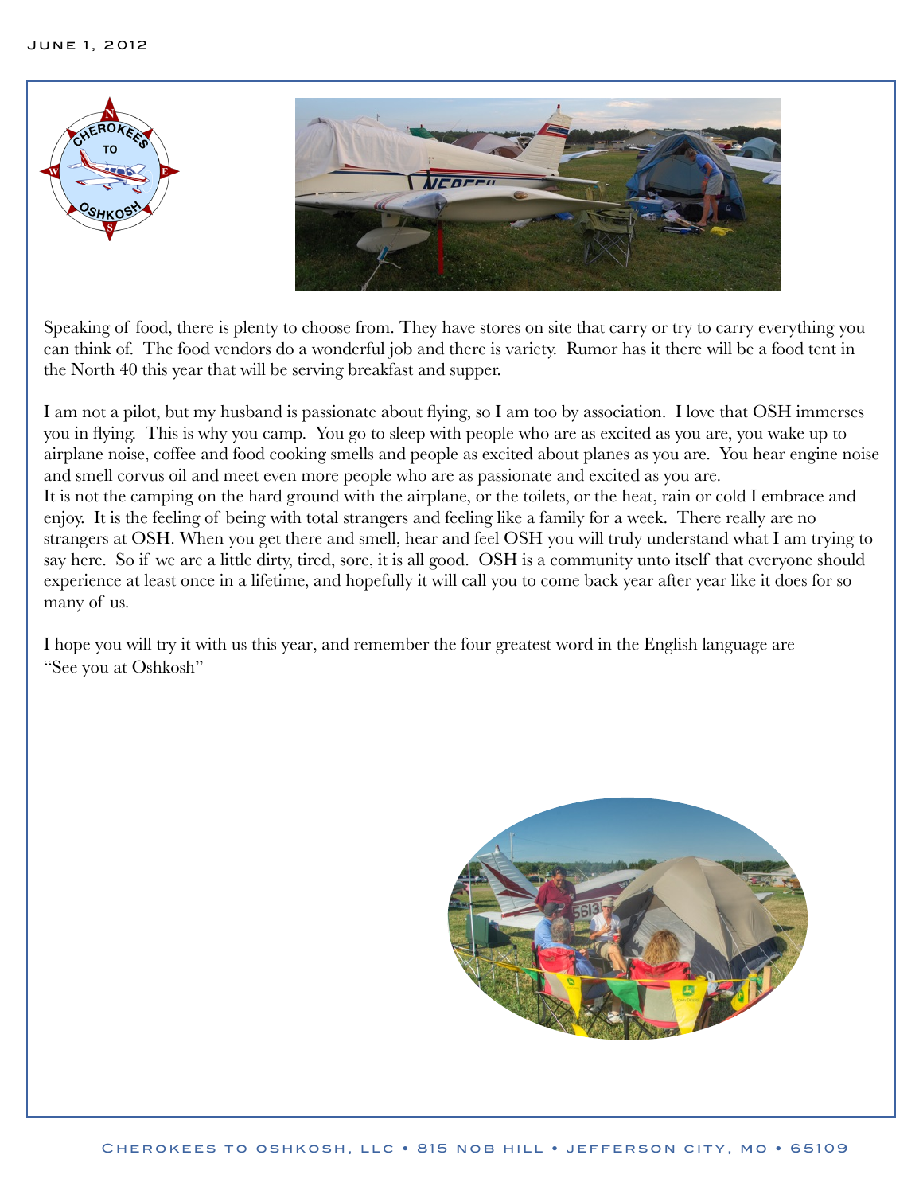Speaking of food, there is plenty to choose from. They have stores on site that carry or try to carry everything you can think of. The food vendors do a wonderful job and there is variety. Rumor has it there will be a food tent in the North 40 this year that will be serving breakfast and supper.

I am not a pilot, but my husband is passionate about flying, so I am too by association. I love that OSH immerses you in flying. This is why you camp. You go to sleep with people who are as excited as you are, you wake up to airplane noise, coffee and food cooking smells and people as excited about planes as you are. You hear engine noise and smell corvus oil and meet even more people who are as passionate and excited as you are.
It is not the camping on the hard ground with the airplane, or the toilets, or the heat, rain or cold I embrace and enjoy. It is the feeling of being with total strangers and feeling like a family for a week. There really are no strangers at OSH. When you get there and smell, hear and feel OSH you will truly understand what I am trying to say here. So if we are a little dirty, tired, sore, it is all good. OSH is a community unto itself that everyone should experience at least once in a lifetime, and hopefully it will call you to come back year after year like it does for so many of us.

I hope you will try it with us this year, and remember the four greatest word in the English language are "See you at Oshkosh"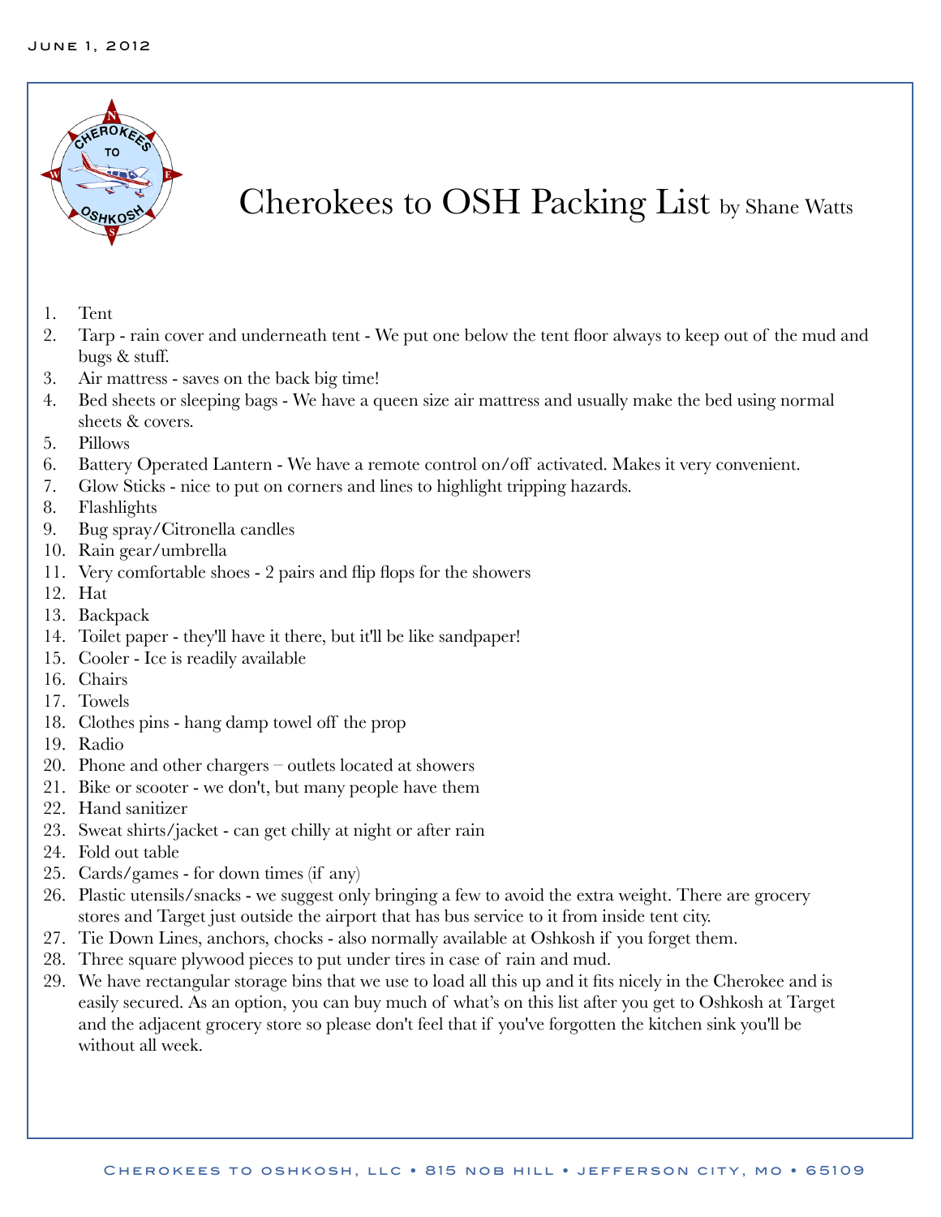# Cherokees to OSH Packing List by Shane Watts

1. Tent
2. Tarp - rain cover and underneath tent - We put one below the tent floor always to keep out of the mud and bugs & stuff.
3. Air mattress - saves on the back big time!
4. Bed sheets or sleeping bags - We have a queen size air mattress and usually make the bed using normal sheets & covers.
5. Pillows
6. Battery Operated Lantern - We have a remote control on/off activated. Makes it very convenient.
7. Glow Sticks - nice to put on corners and lines to highlight tripping hazards.
8. Flashlights
9. Bug spray/Citronella candles
10. Rain gear/umbrella
11. Very comfortable shoes - 2 pairs and flip flops for the showers
12. Hat
13. Backpack
14. Toilet paper - they'll have it there, but it'll be like sandpaper!
15. Cooler - Ice is readily available
16. Chairs
17. Towels
18. Clothes pins - hang damp towel off the prop
19. Radio
20. Phone and other chargers – outlets located at showers
21. Bike or scooter - we don't, but many people have them
22. Hand sanitizer
23. Sweat shirts/jacket - can get chilly at night or after rain
24. Fold out table
25. Cards/games - for down times (if any)
26. Plastic utensils/snacks - we suggest only bringing a few to avoid the extra weight. There are grocery stores and Target just outside the airport that has bus service to it from inside tent city.
27. Tie Down Lines, anchors, chocks - also normally available at Oshkosh if you forget them.
28. Three square plywood pieces to put under tires in case of rain and mud.
29. We have rectangular storage bins that we use to load all this up and it fits nicely in the Cherokee and is easily secured. As an option, you can buy much of what's on this list after you get to Oshkosh at Target and the adjacent grocery store so please don't feel that if you've forgotten the kitchen sink you'll be without all week.